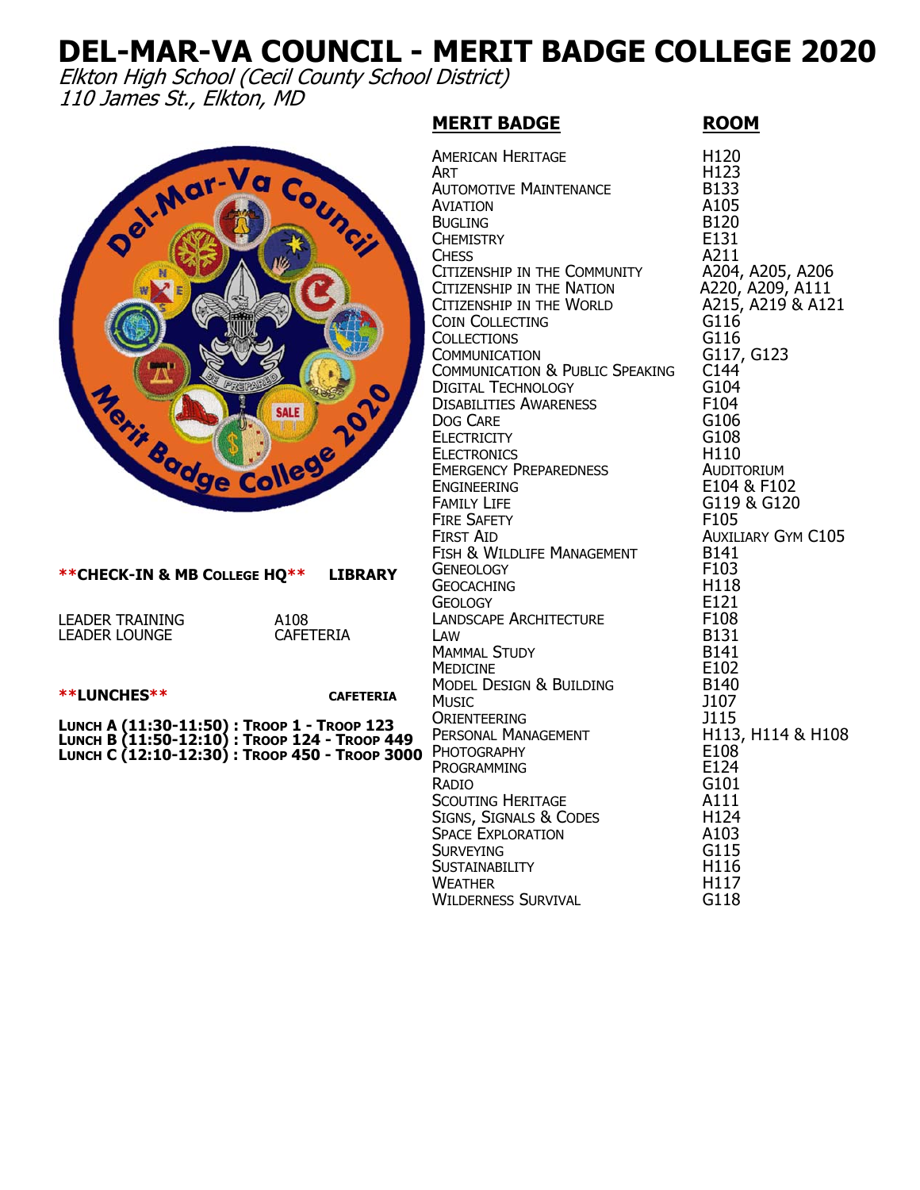# DEL-MAR-VA COUNCIL - MERIT BADGE COLLEGE 2020

*Elkton High School (Cecil County School District)*
*110 James St., Elkton, MD*

**\*\*CHECK-IN & MB COLLEGE HQ\*\*** **LIBRARY**

LEADER TRAINING A108
LEADER LOUNGE CAFETERIA

**\*\*LUNCHES\*\*** **CAFETERIA**

**LUNCH A (11:30-11:50) : TROOP 1 - TROOP 123**
**LUNCH B (11:50-12:10) : TROOP 124 - TROOP 449**
**LUNCH C (12:10-12:30) : TROOP 450 - TROOP 3000**

| MERIT BADGE | ROOM |
|---|---|
| American Heritage | H120 |
| Art | H123 |
| Automotive Maintenance | B133 |
| Aviation | A105 |
| Bugling | B120 |
| Chemistry | E131 |
| Chess | A211 |
| Citizenship in the Community | A204, A205, A206 |
| Citizenship in the Nation | A220, A209, A111 |
| Citizenship in the World | A215, A219 & A121 |
| Coin Collecting | G116 |
| Collections | G116 |
| Communication | G117, G123 |
| Communication & Public Speaking | C144 |
| Digital Technology | G104 |
| Disabilities Awareness | F104 |
| Dog Care | G106 |
| Electricity | G108 |
| Electronics | H110 |
| Emergency Preparedness | Auditorium |
| Engineering | E104 & F102 |
| Family Life | G119 & G120 |
| Fire Safety | F105 |
| First Aid | Auxiliary Gym C105 |
| Fish & Wildlife Management | B141 |
| Geneology | F103 |
| Geocaching | H118 |
| Geology | E121 |
| Landscape Architecture | F108 |
| Law | B131 |
| Mammal Study | B141 |
| Medicine | E102 |
| Model Design & Building | B140 |
| Music | J107 |
| Orienteering | J115 |
| Personal Management | H113, H114 & H108 |
| Photography | E108 |
| Programming | E124 |
| Radio | G101 |
| Scouting Heritage | A111 |
| Signs, Signals & Codes | H124 |
| Space Exploration | A103 |
| Surveying | G115 |
| Sustainability | H116 |
| Weather | H117 |
| Wilderness Survival | G118 |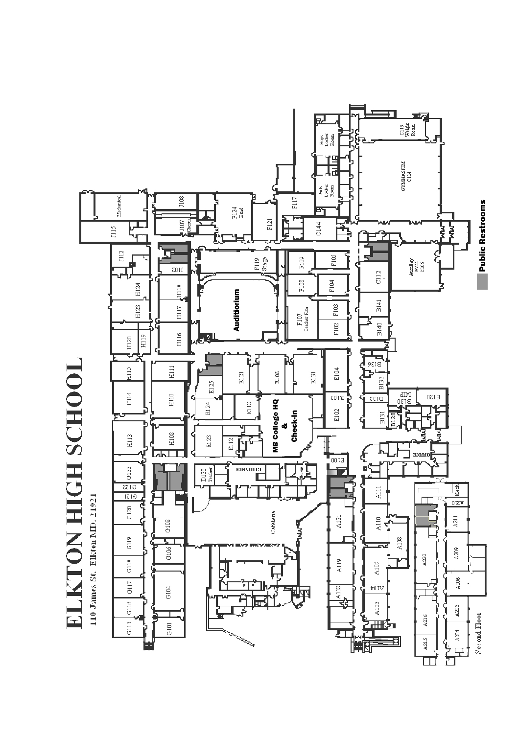# ELKTON HIGH SCHOOL

110 James St. Elkton MD. 21921

Public Restrooms

MB College HQ & Check-In

Auditiorium

Cafeteria

GUIDANCE

OFFICE

GYMNASIUM C114

C116 Weight Room

Boys Locker Room

Girls Locker Room

Auxiliary GYM C105

F124 Band

F119 Stage

F107 Teacher Plan

J107 Chorus

J115

Mechanical

D138 Teacher

B130 IMP

Second Floor

Mech

J108, J112, J102, F121, F117, C144, F109, F105, F108, F104, F103, F102, C112, B141, B140, H124, H123, H120, H119, H118, H117, H116, H115, H111, H114, H110, H113, H108, G123, G122, G121, G120, G119, G118, G117, G116, G115, G108, G106, G104, G101, E125, E121, E108, E131, E104, E124, E118, E103, E102, E123, E112, E100, B136, B133, B132, B120, B131, B128, A121, A119, A118, A111, A110, A108, A105, A104, A103, A220, A216, A215, A210, A211, A209, A206, A205, A204